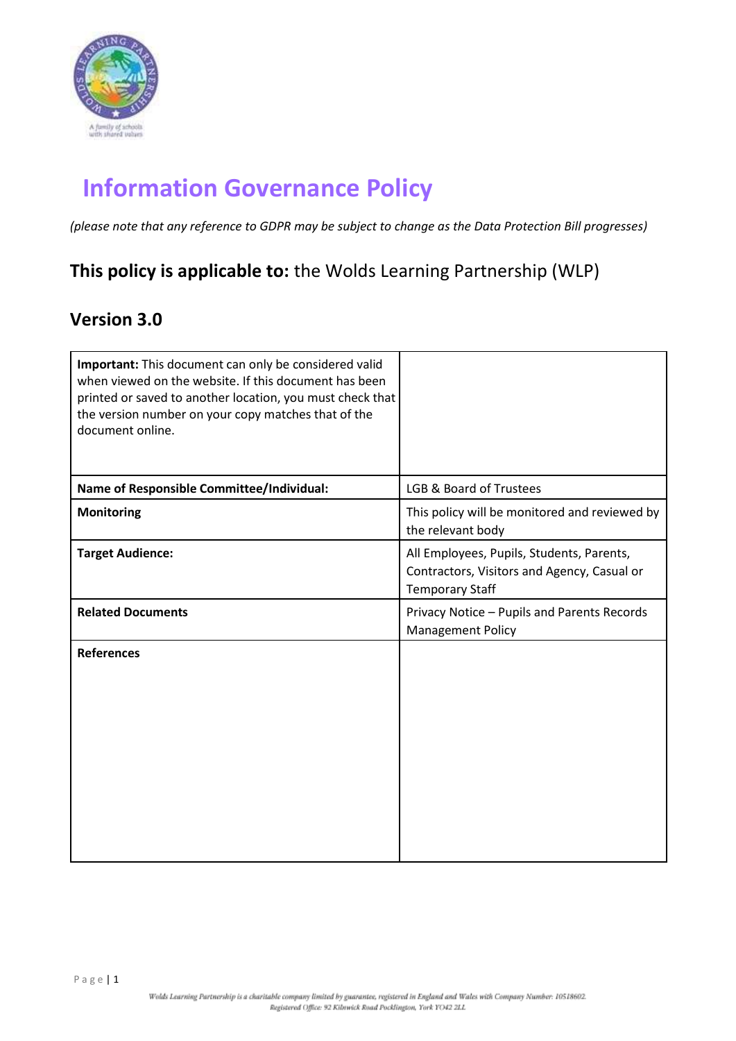# Information Governance Policy

*(please note that any reference to GDPR may be subject to change as the Data Protection Bill progresses)*

## **This policy is applicable to:** the Wolds Learning Partnership (WLP)

## Version 3.0

| **Important:** This document can only be considered valid when viewed on the website. If this document has been printed or saved to another location, you must check that the version number on your copy matches that of the document online. | |
|---|---|
| **Name of Responsible Committee/Individual:** | LGB & Board of Trustees |
| **Monitoring** | This policy will be monitored and reviewed by the relevant body |
| **Target Audience:** | All Employees, Pupils, Students, Parents, Contractors, Visitors and Agency, Casual or Temporary Staff |
| **Related Documents** | Privacy Notice – Pupils and Parents Records Management Policy |
| **References** | |

Wolds Learning Partnership is a charitable company limited by guarantee, registered in England and Wales with Company Number: 10518602. Registered Office: 92 Kilnwick Road Pocklington, York YO42 2LL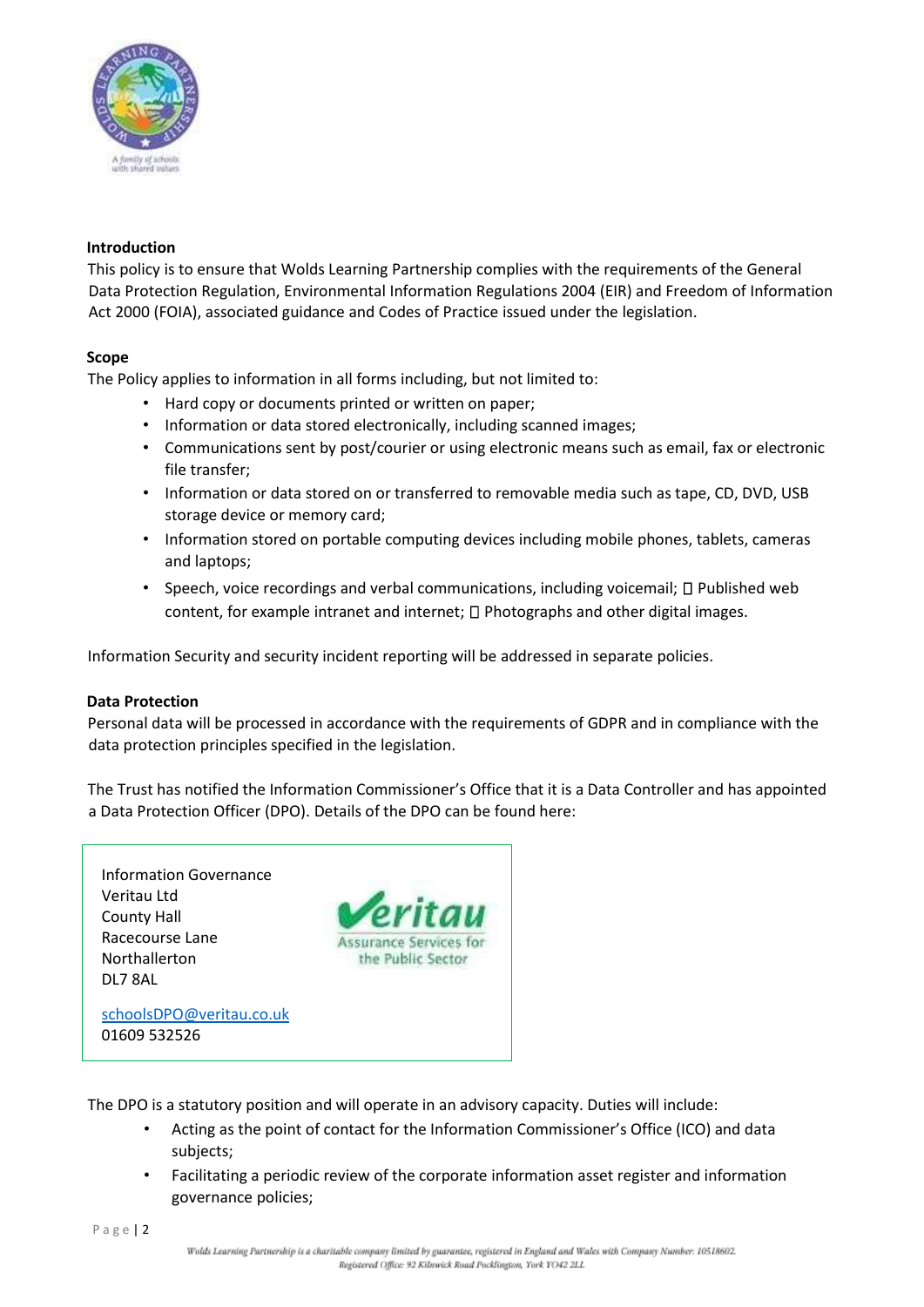**Introduction**

This policy is to ensure that Wolds Learning Partnership complies with the requirements of the General Data Protection Regulation, Environmental Information Regulations 2004 (EIR) and Freedom of Information Act 2000 (FOIA), associated guidance and Codes of Practice issued under the legislation.

**Scope**

The Policy applies to information in all forms including, but not limited to:

- Hard copy or documents printed or written on paper;
- Information or data stored electronically, including scanned images;
- Communications sent by post/courier or using electronic means such as email, fax or electronic file transfer;
- Information or data stored on or transferred to removable media such as tape, CD, DVD, USB storage device or memory card;
- Information stored on portable computing devices including mobile phones, tablets, cameras and laptops;
- Speech, voice recordings and verbal communications, including voicemail;  Published web content, for example intranet and internet;  Photographs and other digital images.

Information Security and security incident reporting will be addressed in separate policies.

**Data Protection**

Personal data will be processed in accordance with the requirements of GDPR and in compliance with the data protection principles specified in the legislation.

The Trust has notified the Information Commissioner's Office that it is a Data Controller and has appointed a Data Protection Officer (DPO). Details of the DPO can be found here:

Information Governance
Veritau Ltd
County Hall
Racecourse Lane
Northallerton
DL7 8AL

Veritau – Assurance Services for the Public Sector

schoolsDPO@veritau.co.uk
01609 532526

The DPO is a statutory position and will operate in an advisory capacity. Duties will include:

- Acting as the point of contact for the Information Commissioner's Office (ICO) and data subjects;
- Facilitating a periodic review of the corporate information asset register and information governance policies;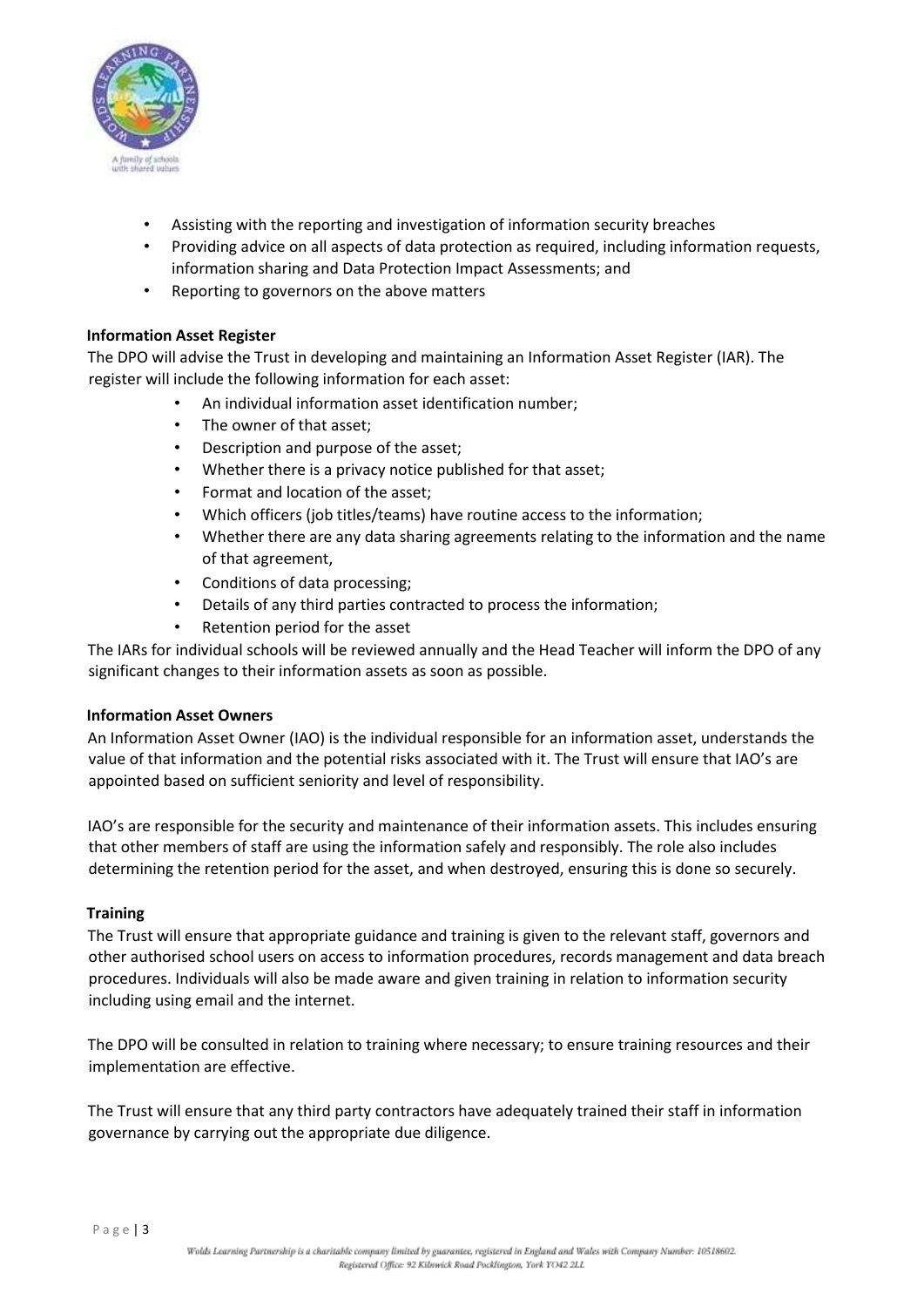- Assisting with the reporting and investigation of information security breaches
- Providing advice on all aspects of data protection as required, including information requests, information sharing and Data Protection Impact Assessments; and
- Reporting to governors on the above matters

**Information Asset Register**

The DPO will advise the Trust in developing and maintaining an Information Asset Register (IAR). The register will include the following information for each asset:

- An individual information asset identification number;
- The owner of that asset;
- Description and purpose of the asset;
- Whether there is a privacy notice published for that asset;
- Format and location of the asset;
- Which officers (job titles/teams) have routine access to the information;
- Whether there are any data sharing agreements relating to the information and the name of that agreement,
- Conditions of data processing;
- Details of any third parties contracted to process the information;
- Retention period for the asset

The IARs for individual schools will be reviewed annually and the Head Teacher will inform the DPO of any significant changes to their information assets as soon as possible.

**Information Asset Owners**

An Information Asset Owner (IAO) is the individual responsible for an information asset, understands the value of that information and the potential risks associated with it. The Trust will ensure that IAO's are appointed based on sufficient seniority and level of responsibility.

IAO's are responsible for the security and maintenance of their information assets. This includes ensuring that other members of staff are using the information safely and responsibly. The role also includes determining the retention period for the asset, and when destroyed, ensuring this is done so securely.

**Training**

The Trust will ensure that appropriate guidance and training is given to the relevant staff, governors and other authorised school users on access to information procedures, records management and data breach procedures. Individuals will also be made aware and given training in relation to information security including using email and the internet.

The DPO will be consulted in relation to training where necessary; to ensure training resources and their implementation are effective.

The Trust will ensure that any third party contractors have adequately trained their staff in information governance by carrying out the appropriate due diligence.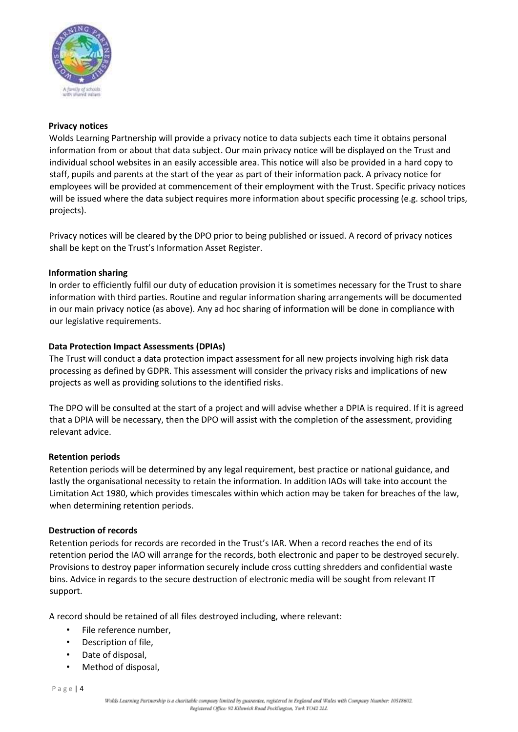**Privacy notices**

Wolds Learning Partnership will provide a privacy notice to data subjects each time it obtains personal information from or about that data subject. Our main privacy notice will be displayed on the Trust and individual school websites in an easily accessible area. This notice will also be provided in a hard copy to staff, pupils and parents at the start of the year as part of their information pack. A privacy notice for employees will be provided at commencement of their employment with the Trust. Specific privacy notices will be issued where the data subject requires more information about specific processing (e.g. school trips, projects).

Privacy notices will be cleared by the DPO prior to being published or issued. A record of privacy notices shall be kept on the Trust's Information Asset Register.

**Information sharing**

In order to efficiently fulfil our duty of education provision it is sometimes necessary for the Trust to share information with third parties. Routine and regular information sharing arrangements will be documented in our main privacy notice (as above). Any ad hoc sharing of information will be done in compliance with our legislative requirements.

**Data Protection Impact Assessments (DPIAs)**

The Trust will conduct a data protection impact assessment for all new projects involving high risk data processing as defined by GDPR. This assessment will consider the privacy risks and implications of new projects as well as providing solutions to the identified risks.

The DPO will be consulted at the start of a project and will advise whether a DPIA is required. If it is agreed that a DPIA will be necessary, then the DPO will assist with the completion of the assessment, providing relevant advice.

**Retention periods**

Retention periods will be determined by any legal requirement, best practice or national guidance, and lastly the organisational necessity to retain the information. In addition IAOs will take into account the Limitation Act 1980, which provides timescales within which action may be taken for breaches of the law, when determining retention periods.

**Destruction of records**

Retention periods for records are recorded in the Trust's IAR. When a record reaches the end of its retention period the IAO will arrange for the records, both electronic and paper to be destroyed securely. Provisions to destroy paper information securely include cross cutting shredders and confidential waste bins. Advice in regards to the secure destruction of electronic media will be sought from relevant IT support.

A record should be retained of all files destroyed including, where relevant:

- File reference number,
- Description of file,
- Date of disposal,
- Method of disposal,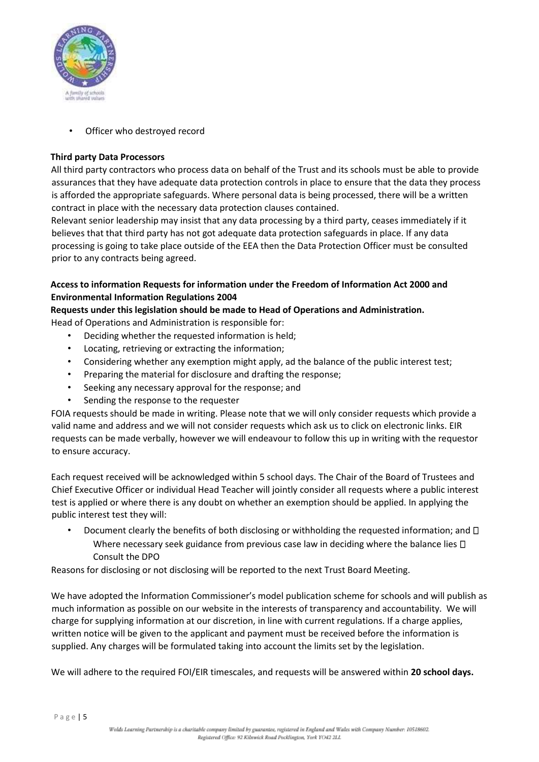- Officer who destroyed record

**Third party Data Processors**

All third party contractors who process data on behalf of the Trust and its schools must be able to provide assurances that they have adequate data protection controls in place to ensure that the data they process is afforded the appropriate safeguards. Where personal data is being processed, there will be a written contract in place with the necessary data protection clauses contained.

Relevant senior leadership may insist that any data processing by a third party, ceases immediately if it believes that that third party has not got adequate data protection safeguards in place. If any data processing is going to take place outside of the EEA then the Data Protection Officer must be consulted prior to any contracts being agreed.

**Access to information Requests for information under the Freedom of Information Act 2000 and Environmental Information Regulations 2004**

**Requests under this legislation should be made to Head of Operations and Administration.**

Head of Operations and Administration is responsible for:

- Deciding whether the requested information is held;
- Locating, retrieving or extracting the information;
- Considering whether any exemption might apply, ad the balance of the public interest test;
- Preparing the material for disclosure and drafting the response;
- Seeking any necessary approval for the response; and
- Sending the response to the requester

FOIA requests should be made in writing. Please note that we will only consider requests which provide a valid name and address and we will not consider requests which ask us to click on electronic links. EIR requests can be made verbally, however we will endeavour to follow this up in writing with the requestor to ensure accuracy.

Each request received will be acknowledged within 5 school days. The Chair of the Board of Trustees and Chief Executive Officer or individual Head Teacher will jointly consider all requests where a public interest test is applied or where there is any doubt on whether an exemption should be applied. In applying the public interest test they will:

- Document clearly the benefits of both disclosing or withholding the requested information; and
- Where necessary seek guidance from previous case law in deciding where the balance lies
- Consult the DPO

Reasons for disclosing or not disclosing will be reported to the next Trust Board Meeting.

We have adopted the Information Commissioner's model publication scheme for schools and will publish as much information as possible on our website in the interests of transparency and accountability. We will charge for supplying information at our discretion, in line with current regulations. If a charge applies, written notice will be given to the applicant and payment must be received before the information is supplied. Any charges will be formulated taking into account the limits set by the legislation.

We will adhere to the required FOI/EIR timescales, and requests will be answered within **20 school days.**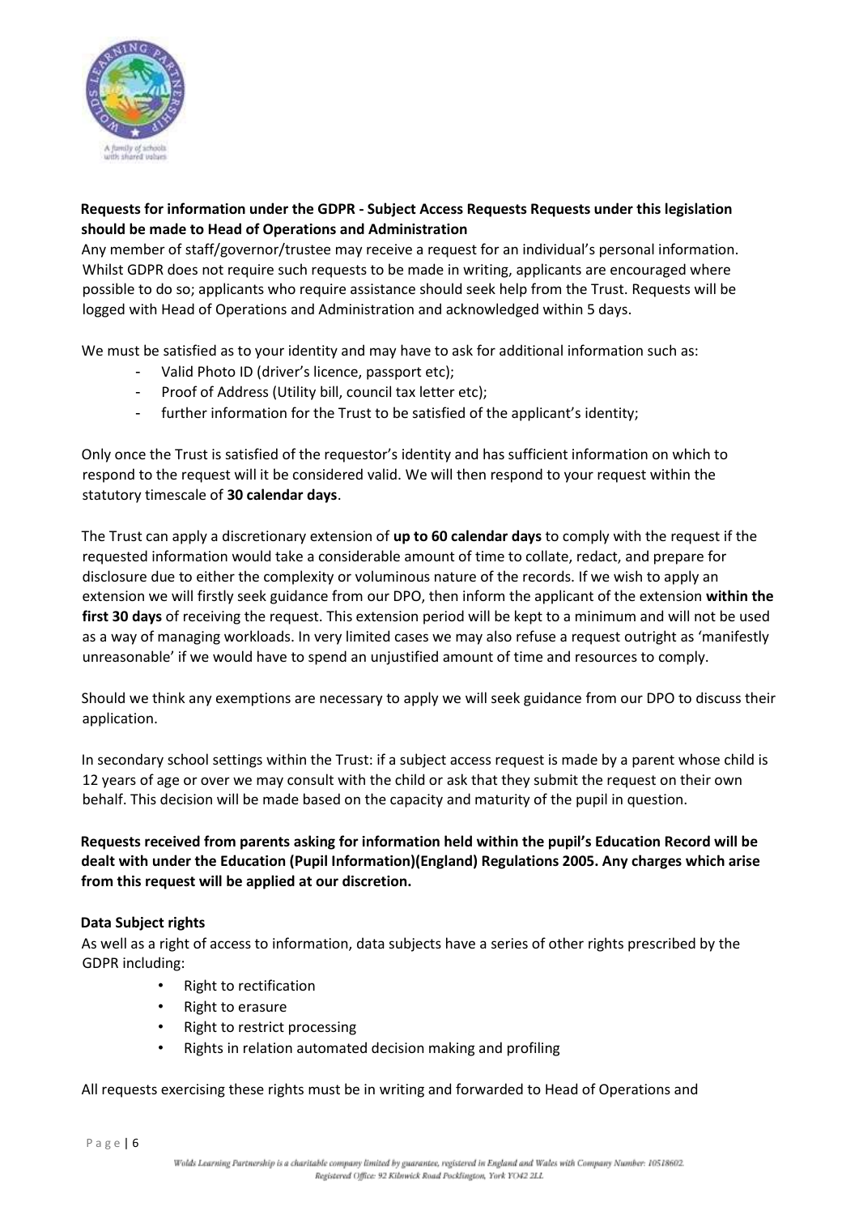**Requests for information under the GDPR - Subject Access Requests Requests under this legislation should be made to Head of Operations and Administration**

Any member of staff/governor/trustee may receive a request for an individual's personal information. Whilst GDPR does not require such requests to be made in writing, applicants are encouraged where possible to do so; applicants who require assistance should seek help from the Trust. Requests will be logged with Head of Operations and Administration and acknowledged within 5 days.

We must be satisfied as to your identity and may have to ask for additional information such as:

- Valid Photo ID (driver's licence, passport etc);
- Proof of Address (Utility bill, council tax letter etc);
- further information for the Trust to be satisfied of the applicant's identity;

Only once the Trust is satisfied of the requestor's identity and has sufficient information on which to respond to the request will it be considered valid. We will then respond to your request within the statutory timescale of **30 calendar days**.

The Trust can apply a discretionary extension of **up to 60 calendar days** to comply with the request if the requested information would take a considerable amount of time to collate, redact, and prepare for disclosure due to either the complexity or voluminous nature of the records. If we wish to apply an extension we will firstly seek guidance from our DPO, then inform the applicant of the extension **within the first 30 days** of receiving the request. This extension period will be kept to a minimum and will not be used as a way of managing workloads. In very limited cases we may also refuse a request outright as 'manifestly unreasonable' if we would have to spend an unjustified amount of time and resources to comply.

Should we think any exemptions are necessary to apply we will seek guidance from our DPO to discuss their application.

In secondary school settings within the Trust: if a subject access request is made by a parent whose child is 12 years of age or over we may consult with the child or ask that they submit the request on their own behalf. This decision will be made based on the capacity and maturity of the pupil in question.

**Requests received from parents asking for information held within the pupil's Education Record will be dealt with under the Education (Pupil Information)(England) Regulations 2005. Any charges which arise from this request will be applied at our discretion.**

**Data Subject rights**

As well as a right of access to information, data subjects have a series of other rights prescribed by the GDPR including:

- Right to rectification
- Right to erasure
- Right to restrict processing
- Rights in relation automated decision making and profiling

All requests exercising these rights must be in writing and forwarded to Head of Operations and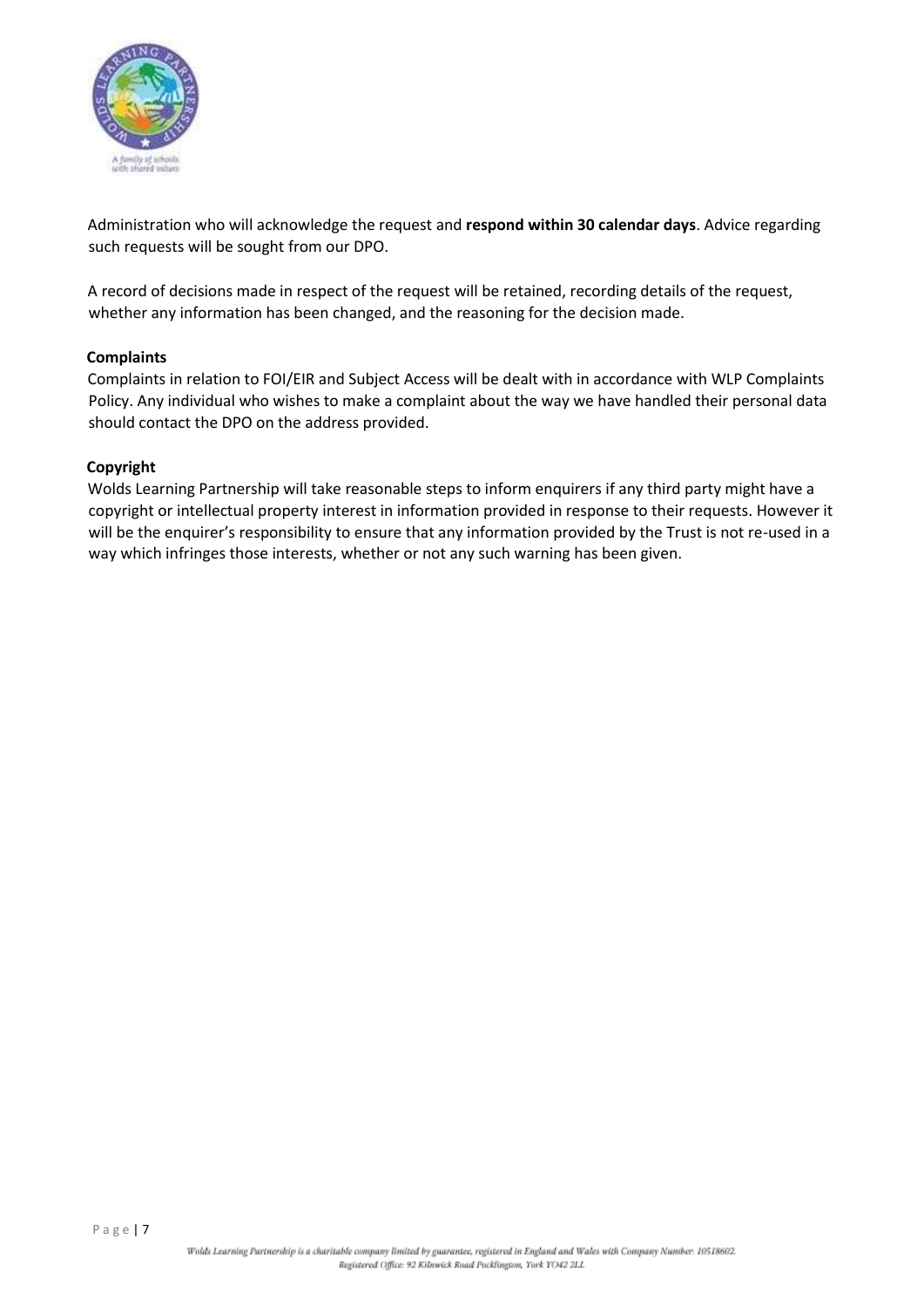Administration who will acknowledge the request and **respond within 30 calendar days**. Advice regarding such requests will be sought from our DPO.

A record of decisions made in respect of the request will be retained, recording details of the request, whether any information has been changed, and the reasoning for the decision made.

**Complaints**

Complaints in relation to FOI/EIR and Subject Access will be dealt with in accordance with WLP Complaints Policy. Any individual who wishes to make a complaint about the way we have handled their personal data should contact the DPO on the address provided.

**Copyright**

Wolds Learning Partnership will take reasonable steps to inform enquirers if any third party might have a copyright or intellectual property interest in information provided in response to their requests. However it will be the enquirer's responsibility to ensure that any information provided by the Trust is not re-used in a way which infringes those interests, whether or not any such warning has been given.